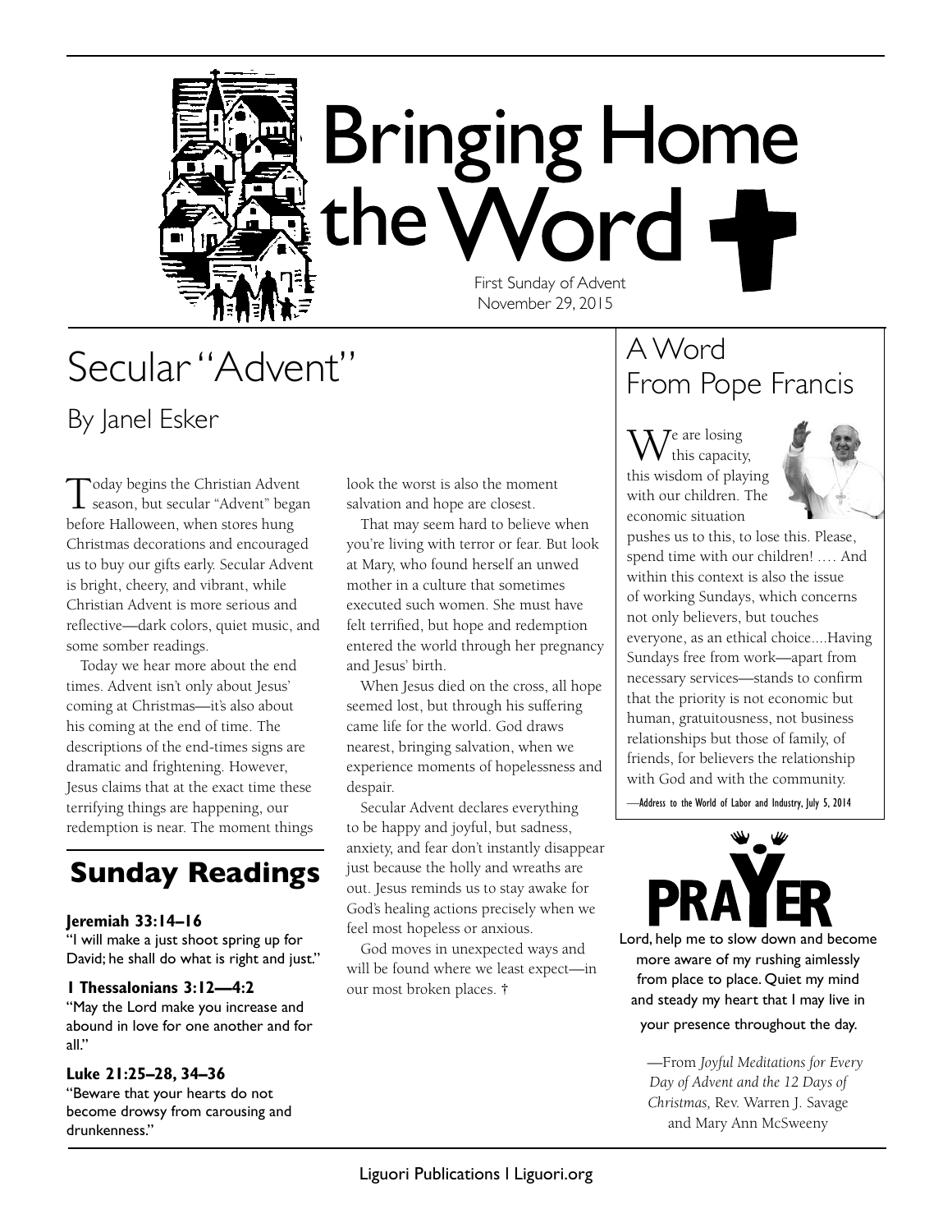# Bringing Home the Word

First Sunday of Advent
November 29, 2015

## Secular "Advent"

### By Janel Esker

Today begins the Christian Advent season, but secular "Advent" began before Halloween, when stores hung Christmas decorations and encouraged us to buy our gifts early. Secular Advent is bright, cheery, and vibrant, while Christian Advent is more serious and reflective—dark colors, quiet music, and some somber readings.

Today we hear more about the end times. Advent isn't only about Jesus' coming at Christmas—it's also about his coming at the end of time. The descriptions of the end-times signs are dramatic and frightening. However, Jesus claims that at the exact time these terrifying things are happening, our redemption is near. The moment things look the worst is also the moment salvation and hope are closest.

That may seem hard to believe when you're living with terror or fear. But look at Mary, who found herself an unwed mother in a culture that sometimes executed such women. She must have felt terrified, but hope and redemption entered the world through her pregnancy and Jesus' birth.

When Jesus died on the cross, all hope seemed lost, but through his suffering came life for the world. God draws nearest, bringing salvation, when we experience moments of hopelessness and despair.

Secular Advent declares everything to be happy and joyful, but sadness, anxiety, and fear don't instantly disappear just because the holly and wreaths are out. Jesus reminds us to stay awake for God's healing actions precisely when we feel most hopeless or anxious.

God moves in unexpected ways and will be found where we least expect—in our most broken places. †

## Sunday Readings

**Jeremiah 33:14–16**
"I will make a just shoot spring up for David; he shall do what is right and just."

**1 Thessalonians 3:12—4:2**
"May the Lord make you increase and abound in love for one another and for all."

**Luke 21:25–28, 34–36**
"Beware that your hearts do not become drowsy from carousing and drunkenness."

## A Word From Pope Francis

We are losing this capacity, this wisdom of playing with our children. The economic situation pushes us to this, to lose this. Please, spend time with our children! …. And within this context is also the issue of working Sundays, which concerns not only believers, but touches everyone, as an ethical choice....Having Sundays free from work—apart from necessary services—stands to confirm that the priority is not economic but human, gratuitousness, not business relationships but those of family, of friends, for believers the relationship with God and with the community.

—Address to the World of Labor and Industry, July 5, 2014

## PRAYER

Lord, help me to slow down and become more aware of my rushing aimlessly from place to place. Quiet my mind and steady my heart that I may live in your presence throughout the day.

—From *Joyful Meditations for Every Day of Advent and the 12 Days of Christmas,* Rev. Warren J. Savage and Mary Ann McSweeny

Liguori Publications I Liguori.org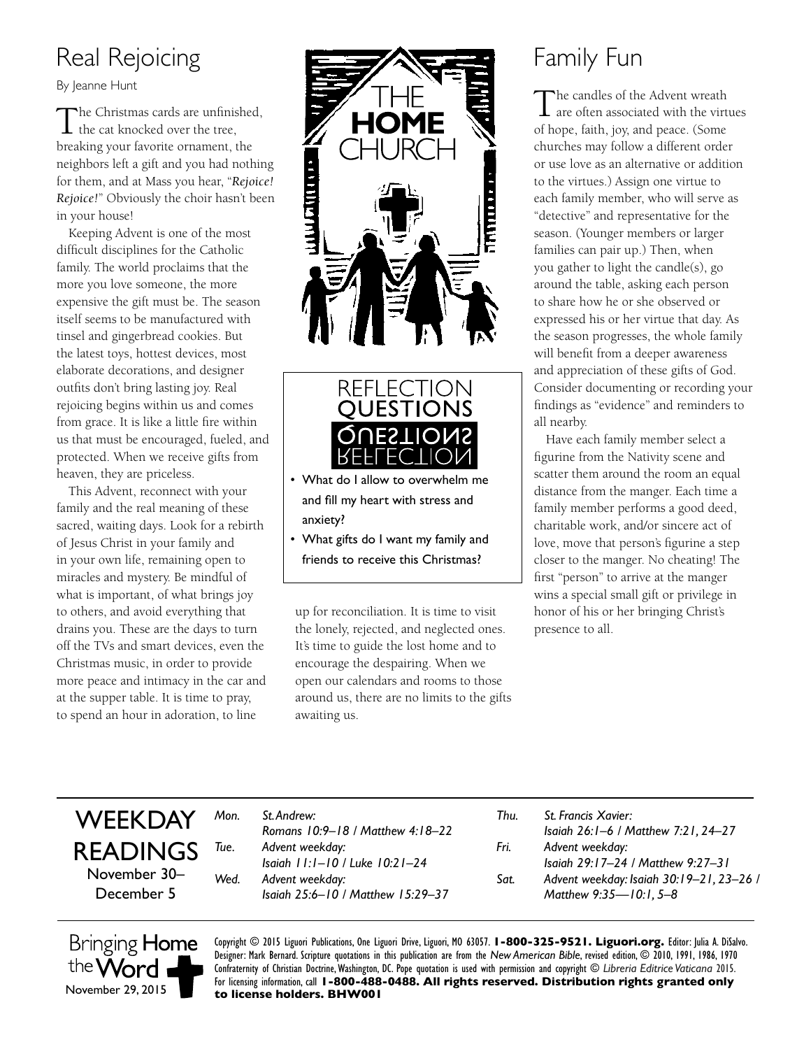## Real Rejoicing

By Jeanne Hunt

The Christmas cards are unfinished, the cat knocked over the tree, breaking your favorite ornament, the neighbors left a gift and you had nothing for them, and at Mass you hear, "*Rejoice! Rejoice!*" Obviously the choir hasn't been in your house!

Keeping Advent is one of the most difficult disciplines for the Catholic family. The world proclaims that the more you love someone, the more expensive the gift must be. The season itself seems to be manufactured with tinsel and gingerbread cookies. But the latest toys, hottest devices, most elaborate decorations, and designer outfits don't bring lasting joy. Real rejoicing begins within us and comes from grace. It is like a little fire within us that must be encouraged, fueled, and protected. When we receive gifts from heaven, they are priceless.

This Advent, reconnect with your family and the real meaning of these sacred, waiting days. Look for a rebirth of Jesus Christ in your family and in your own life, remaining open to miracles and mystery. Be mindful of what is important, of what brings joy to others, and avoid everything that drains you. These are the days to turn off the TVs and smart devices, even the Christmas music, in order to provide more peace and intimacy in the car and at the supper table. It is time to pray, to spend an hour in adoration, to line up for reconciliation. It is time to visit the lonely, rejected, and neglected ones. It's time to guide the lost home and to encourage the despairing. When we open our calendars and rooms to those around us, there are no limits to the gifts awaiting us.

THE **HOME** CHURCH

### REFLECTION QUESTIONS

- What do I allow to overwhelm me and fill my heart with stress and anxiety?
- What gifts do I want my family and friends to receive this Christmas?

## Family Fun

The candles of the Advent wreath are often associated with the virtues of hope, faith, joy, and peace. (Some churches may follow a different order or use love as an alternative or addition to the virtues.) Assign one virtue to each family member, who will serve as "detective" and representative for the season. (Younger members or larger families can pair up.) Then, when you gather to light the candle(s), go around the table, asking each person to share how he or she observed or expressed his or her virtue that day. As the season progresses, the whole family will benefit from a deeper awareness and appreciation of these gifts of God. Consider documenting or recording your findings as "evidence" and reminders to all nearby.

Have each family member select a figurine from the Nativity scene and scatter them around the room an equal distance from the manger. Each time a family member performs a good deed, charitable work, and/or sincere act of love, move that person's figurine a step closer to the manger. No cheating! The first "person" to arrive at the manger wins a special small gift or privilege in honor of his or her bringing Christ's presence to all.

## WEEKDAY READINGS
November 30–December 5

| | |
|---|---|
| *Mon.* | *St. Andrew: Romans 10:9–18 / Matthew 4:18–22* |
| *Tue.* | *Advent weekday: Isaiah 11:1–10 / Luke 10:21–24* |
| *Wed.* | *Advent weekday: Isaiah 25:6–10 / Matthew 15:29–37* |
| *Thu.* | *St. Francis Xavier: Isaiah 26:1–6 / Matthew 7:21, 24–27* |
| *Fri.* | *Advent weekday: Isaiah 29:17–24 / Matthew 9:27–31* |
| *Sat.* | *Advent weekday: Isaiah 30:19–21, 23–26 / Matthew 9:35—10:1, 5–8* |

Bringing **Home** the **Word**
November 29, 2015

Copyright © 2015 Liguori Publications, One Liguori Drive, Liguori, MO 63057. **1-800-325-9521. Liguori.org.** Editor: Julia A. DiSalvo. Designer: Mark Bernard. Scripture quotations in this publication are from the *New American Bible*, revised edition, © 2010, 1991, 1986, 1970 Confraternity of Christian Doctrine, Washington, DC. Pope quotation is used with permission and copyright © *Libreria Editrice Vaticana* 2015. For licensing information, call **1-800-488-0488. All rights reserved. Distribution rights granted only to license holders. BHW001**